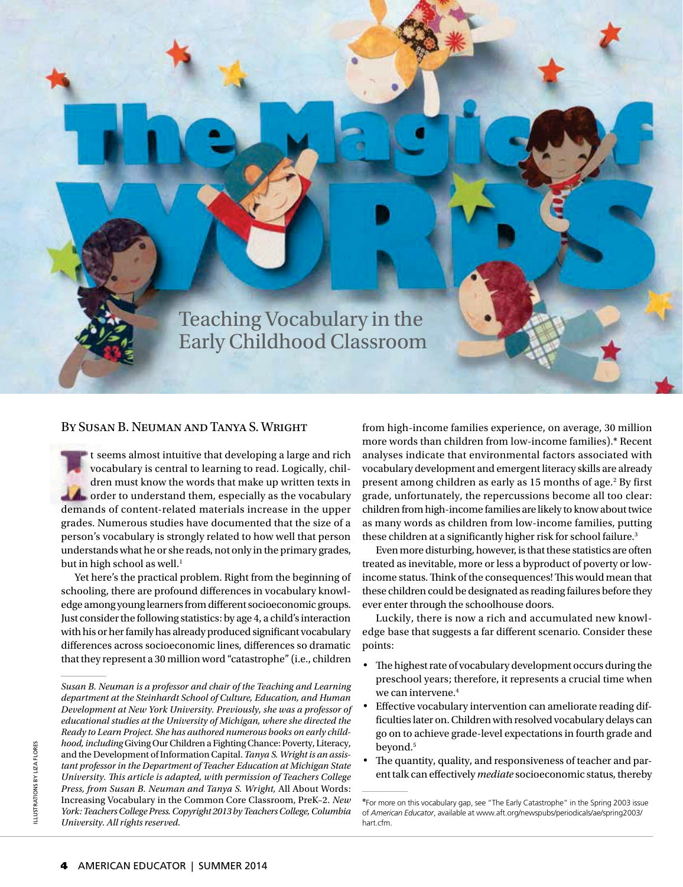# The Magic of Words

## Teaching Vocabulary in the Early Childhood Classroom

By Susan B. Neuman and Tanya S. Wright

It seems almost intuitive that developing a large and rich vocabulary is central to learning to read. Logically, children must know the words that make up written texts in order to understand them, especially as the vocabulary demands of content-related materials increase in the upper grades. Numerous studies have documented that the size of a person's vocabulary is strongly related to how well that person understands what he or she reads, not only in the primary grades, but in high school as well.[1]

Yet here's the practical problem. Right from the beginning of schooling, there are profound differences in vocabulary knowledge among young learners from different socioeconomic groups. Just consider the following statistics: by age 4, a child's interaction with his or her family has already produced significant vocabulary differences across socioeconomic lines, differences so dramatic that they represent a 30 million word "catastrophe" (i.e., children from high-income families experience, on average, 30 million more words than children from low-income families).* Recent analyses indicate that environmental factors associated with vocabulary development and emergent literacy skills are already present among children as early as 15 months of age.[2] By first grade, unfortunately, the repercussions become all too clear: children from high-income families are likely to know about twice as many words as children from low-income families, putting these children at a significantly higher risk for school failure.[3]

Even more disturbing, however, is that these statistics are often treated as inevitable, more or less a byproduct of poverty or low-income status. Think of the consequences! This would mean that these children could be designated as reading failures before they ever enter through the schoolhouse doors.

Luckily, there is now a rich and accumulated new knowledge base that suggests a far different scenario. Consider these points:

- The highest rate of vocabulary development occurs during the preschool years; therefore, it represents a crucial time when we can intervene.[4]
- Effective vocabulary intervention can ameliorate reading difficulties later on. Children with resolved vocabulary delays can go on to achieve grade-level expectations in fourth grade and beyond.[5]
- The quantity, quality, and responsiveness of teacher and parent talk can effectively *mediate* socioeconomic status, thereby

*Susan B. Neuman is a professor and chair of the Teaching and Learning department at the Steinhardt School of Culture, Education, and Human Development at New York University. Previously, she was a professor of educational studies at the University of Michigan, where she directed the Ready to Learn Project. She has authored numerous books on early childhood, including* Giving Our Children a Fighting Chance: Poverty, Literacy, and the Development of Information Capital. *Tanya S. Wright is an assistant professor in the Department of Teacher Education at Michigan State University. This article is adapted, with permission of Teachers College Press, from Susan B. Neuman and Tanya S. Wright,* All About Words: Increasing Vocabulary in the Common Core Classroom, PreK–2. *New York: Teachers College Press. Copyright 2013 by Teachers College, Columbia University. All rights reserved.*

*For more on this vocabulary gap, see "The Early Catastrophe" in the Spring 2003 issue of *American Educator*, available at www.aft.org/newspubs/periodicals/ae/spring2003/hart.cfm.

ILLUSTRATIONS BY LIZA FLORES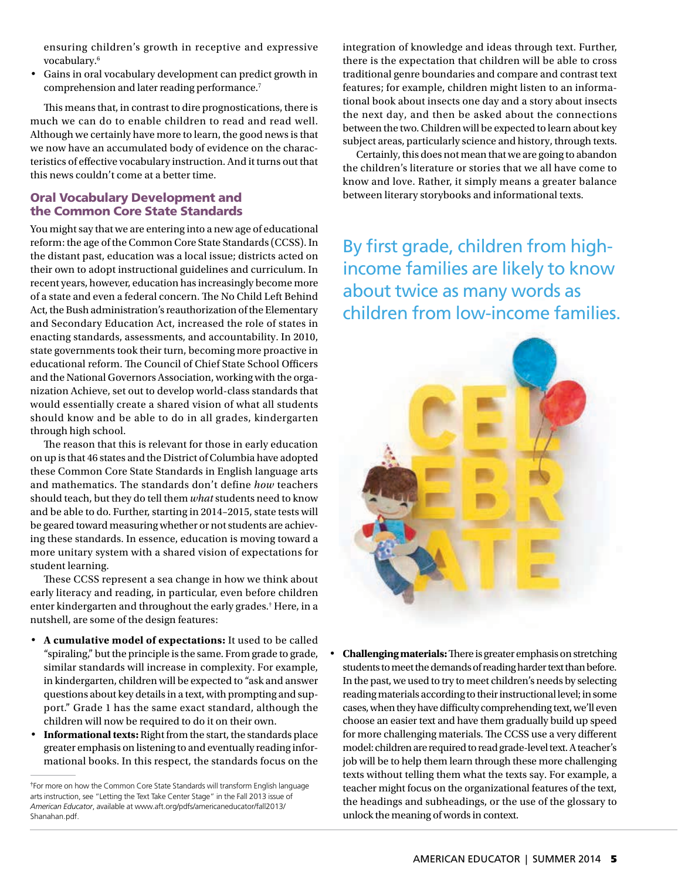ensuring children's growth in receptive and expressive vocabulary.[6]

- Gains in oral vocabulary development can predict growth in comprehension and later reading performance.[7]

This means that, in contrast to dire prognostications, there is much we can do to enable children to read and read well. Although we certainly have more to learn, the good news is that we now have an accumulated body of evidence on the characteristics of effective vocabulary instruction. And it turns out that this news couldn't come at a better time.

## Oral Vocabulary Development and the Common Core State Standards

You might say that we are entering into a new age of educational reform: the age of the Common Core State Standards (CCSS). In the distant past, education was a local issue; districts acted on their own to adopt instructional guidelines and curriculum. In recent years, however, education has increasingly become more of a state and even a federal concern. The No Child Left Behind Act, the Bush administration's reauthorization of the Elementary and Secondary Education Act, increased the role of states in enacting standards, assessments, and accountability. In 2010, state governments took their turn, becoming more proactive in educational reform. The Council of Chief State School Officers and the National Governors Association, working with the organization Achieve, set out to develop world-class standards that would essentially create a shared vision of what all students should know and be able to do in all grades, kindergarten through high school.

The reason that this is relevant for those in early education on up is that 46 states and the District of Columbia have adopted these Common Core State Standards in English language arts and mathematics. The standards don't define *how* teachers should teach, but they do tell them *what* students need to know and be able to do. Further, starting in 2014–2015, state tests will be geared toward measuring whether or not students are achieving these standards. In essence, education is moving toward a more unitary system with a shared vision of expectations for student learning.

These CCSS represent a sea change in how we think about early literacy and reading, in particular, even before children enter kindergarten and throughout the early grades.[†] Here, in a nutshell, are some of the design features:

- **A cumulative model of expectations:** It used to be called "spiraling," but the principle is the same. From grade to grade, similar standards will increase in complexity. For example, in kindergarten, children will be expected to "ask and answer questions about key details in a text, with prompting and support." Grade 1 has the same exact standard, although the children will now be required to do it on their own.
- **Informational texts:** Right from the start, the standards place greater emphasis on listening to and eventually reading informational books. In this respect, the standards focus on the integration of knowledge and ideas through text. Further, there is the expectation that children will be able to cross traditional genre boundaries and compare and contrast text features; for example, children might listen to an informational book about insects one day and a story about insects the next day, and then be asked about the connections between the two. Children will be expected to learn about key subject areas, particularly science and history, through texts.

  Certainly, this does not mean that we are going to abandon the children's literature or stories that we all have come to know and love. Rather, it simply means a greater balance between literary storybooks and informational texts.

By first grade, children from high-income families are likely to know about twice as many words as children from low-income families.

- **Challenging materials:** There is greater emphasis on stretching students to meet the demands of reading harder text than before. In the past, we used to try to meet children's needs by selecting reading materials according to their instructional level; in some cases, when they have difficulty comprehending text, we'll even choose an easier text and have them gradually build up speed for more challenging materials. The CCSS use a very different model: children are required to read grade-level text. A teacher's job will be to help them learn through these more challenging texts without telling them what the texts say. For example, a teacher might focus on the organizational features of the text, the headings and subheadings, or the use of the glossary to unlock the meaning of words in context.

[†]For more on how the Common Core State Standards will transform English language arts instruction, see "Letting the Text Take Center Stage" in the Fall 2013 issue of *American Educator*, available at www.aft.org/pdfs/americaneducator/fall2013/Shanahan.pdf.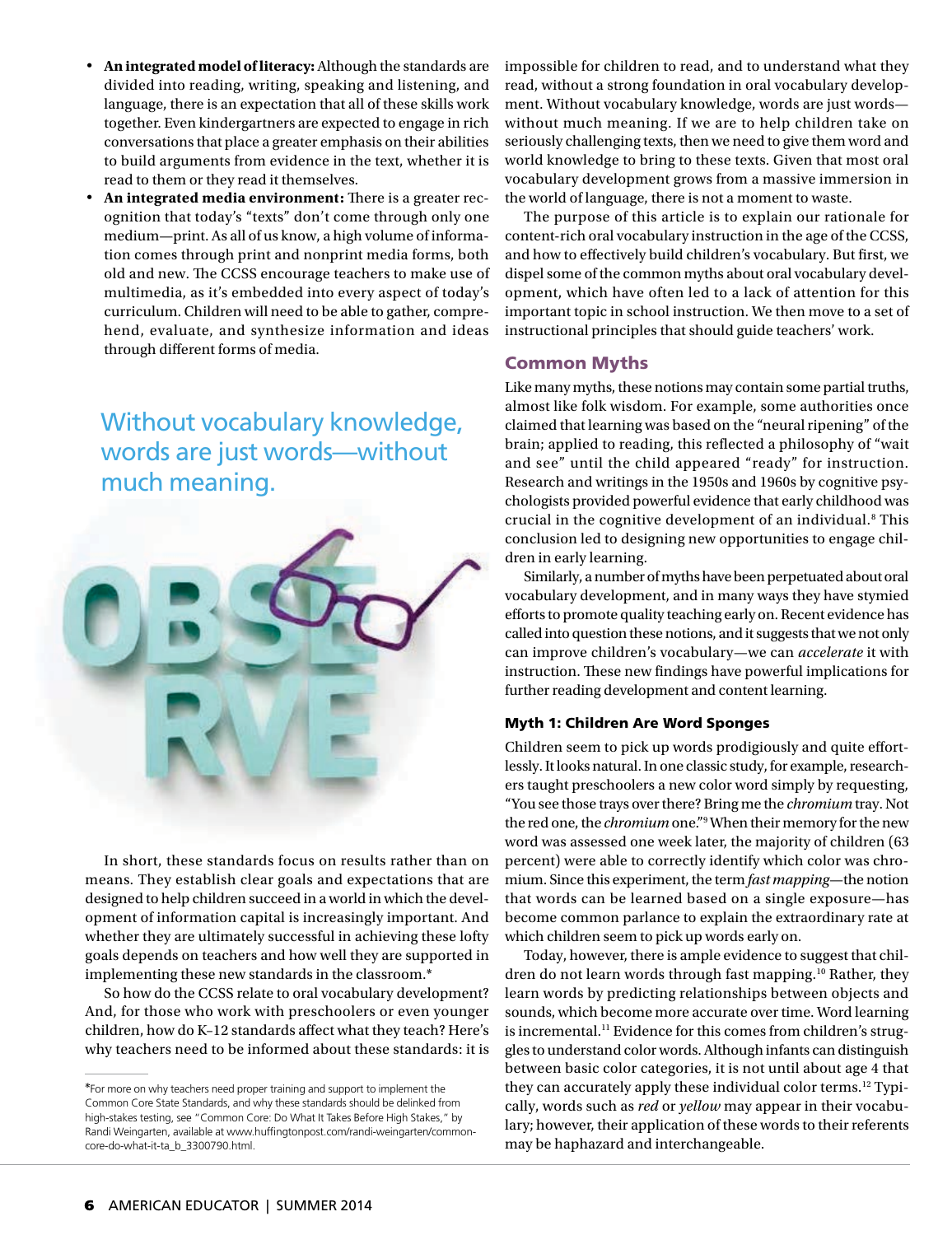- **An integrated model of literacy:** Although the standards are divided into reading, writing, speaking and listening, and language, there is an expectation that all of these skills work together. Even kindergartners are expected to engage in rich conversations that place a greater emphasis on their abilities to build arguments from evidence in the text, whether it is read to them or they read it themselves.
- **An integrated media environment:** There is a greater recognition that today's "texts" don't come through only one medium—print. As all of us know, a high volume of information comes through print and nonprint media forms, both old and new. The CCSS encourage teachers to make use of multimedia, as it's embedded into every aspect of today's curriculum. Children will need to be able to gather, comprehend, evaluate, and synthesize information and ideas through different forms of media.

Without vocabulary knowledge, words are just words—without much meaning.

In short, these standards focus on results rather than on means. They establish clear goals and expectations that are designed to help children succeed in a world in which the development of information capital is increasingly important. And whether they are ultimately successful in achieving these lofty goals depends on teachers and how well they are supported in implementing these new standards in the classroom.*

So how do the CCSS relate to oral vocabulary development? And, for those who work with preschoolers or even younger children, how do K–12 standards affect what they teach? Here's why teachers need to be informed about these standards: it is impossible for children to read, and to understand what they read, without a strong foundation in oral vocabulary development. Without vocabulary knowledge, words are just words—without much meaning. If we are to help children take on seriously challenging texts, then we need to give them word and world knowledge to bring to these texts. Given that most oral vocabulary development grows from a massive immersion in the world of language, there is not a moment to waste.

The purpose of this article is to explain our rationale for content-rich oral vocabulary instruction in the age of the CCSS, and how to effectively build children's vocabulary. But first, we dispel some of the common myths about oral vocabulary development, which have often led to a lack of attention for this important topic in school instruction. We then move to a set of instructional principles that should guide teachers' work.

## Common Myths

Like many myths, these notions may contain some partial truths, almost like folk wisdom. For example, some authorities once claimed that learning was based on the "neural ripening" of the brain; applied to reading, this reflected a philosophy of "wait and see" until the child appeared "ready" for instruction. Research and writings in the 1950s and 1960s by cognitive psychologists provided powerful evidence that early childhood was crucial in the cognitive development of an individual.[8] This conclusion led to designing new opportunities to engage children in early learning.

Similarly, a number of myths have been perpetuated about oral vocabulary development, and in many ways they have stymied efforts to promote quality teaching early on. Recent evidence has called into question these notions, and it suggests that we not only can improve children's vocabulary—we can *accelerate* it with instruction. These new findings have powerful implications for further reading development and content learning.

### Myth 1: Children Are Word Sponges

Children seem to pick up words prodigiously and quite effortlessly. It looks natural. In one classic study, for example, researchers taught preschoolers a new color word simply by requesting, "You see those trays over there? Bring me the *chromium* tray. Not the red one, the *chromium* one."[9] When their memory for the new word was assessed one week later, the majority of children (63 percent) were able to correctly identify which color was chromium. Since this experiment, the term *fast mapping*—the notion that words can be learned based on a single exposure—has become common parlance to explain the extraordinary rate at which children seem to pick up words early on.

Today, however, there is ample evidence to suggest that children do not learn words through fast mapping.[10] Rather, they learn words by predicting relationships between objects and sounds, which become more accurate over time. Word learning is incremental.[11] Evidence for this comes from children's struggles to understand color words. Although infants can distinguish between basic color categories, it is not until about age 4 that they can accurately apply these individual color terms.[12] Typically, words such as *red* or *yellow* may appear in their vocabulary; however, their application of these words to their referents may be haphazard and interchangeable.

*For more on why teachers need proper training and support to implement the Common Core State Standards, and why these standards should be delinked from high-stakes testing, see "Common Core: Do What It Takes Before High Stakes," by Randi Weingarten, available at www.huffingtonpost.com/randi-weingarten/common-core-do-what-it-ta_b_3300790.html.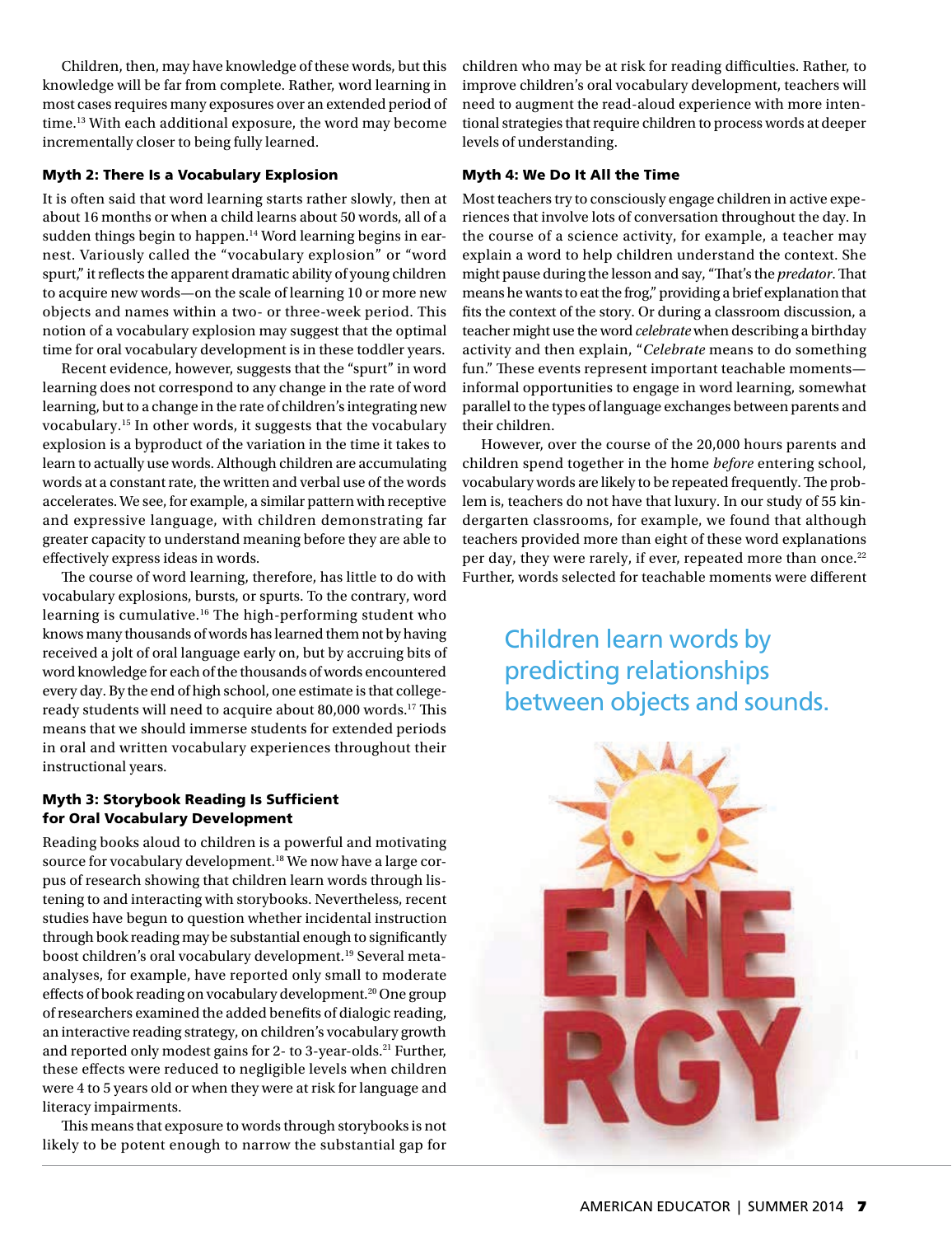Children, then, may have knowledge of these words, but this knowledge will be far from complete. Rather, word learning in most cases requires many exposures over an extended period of time.[13] With each additional exposure, the word may become incrementally closer to being fully learned.

#### Myth 2: There Is a Vocabulary Explosion

It is often said that word learning starts rather slowly, then at about 16 months or when a child learns about 50 words, all of a sudden things begin to happen.[14] Word learning begins in earnest. Variously called the "vocabulary explosion" or "word spurt," it reflects the apparent dramatic ability of young children to acquire new words—on the scale of learning 10 or more new objects and names within a two- or three-week period. This notion of a vocabulary explosion may suggest that the optimal time for oral vocabulary development is in these toddler years.

Recent evidence, however, suggests that the "spurt" in word learning does not correspond to any change in the rate of word learning, but to a change in the rate of children's integrating new vocabulary.[15] In other words, it suggests that the vocabulary explosion is a byproduct of the variation in the time it takes to learn to actually use words. Although children are accumulating words at a constant rate, the written and verbal use of the words accelerates. We see, for example, a similar pattern with receptive and expressive language, with children demonstrating far greater capacity to understand meaning before they are able to effectively express ideas in words.

The course of word learning, therefore, has little to do with vocabulary explosions, bursts, or spurts. To the contrary, word learning is cumulative.[16] The high-performing student who knows many thousands of words has learned them not by having received a jolt of oral language early on, but by accruing bits of word knowledge for each of the thousands of words encountered every day. By the end of high school, one estimate is that college-ready students will need to acquire about 80,000 words.[17] This means that we should immerse students for extended periods in oral and written vocabulary experiences throughout their instructional years.

#### Myth 3: Storybook Reading Is Sufficient for Oral Vocabulary Development

Reading books aloud to children is a powerful and motivating source for vocabulary development.[18] We now have a large corpus of research showing that children learn words through listening to and interacting with storybooks. Nevertheless, recent studies have begun to question whether incidental instruction through book reading may be substantial enough to significantly boost children's oral vocabulary development.[19] Several meta-analyses, for example, have reported only small to moderate effects of book reading on vocabulary development.[20] One group of researchers examined the added benefits of dialogic reading, an interactive reading strategy, on children's vocabulary growth and reported only modest gains for 2- to 3-year-olds.[21] Further, these effects were reduced to negligible levels when children were 4 to 5 years old or when they were at risk for language and literacy impairments.

This means that exposure to words through storybooks is not likely to be potent enough to narrow the substantial gap for children who may be at risk for reading difficulties. Rather, to improve children's oral vocabulary development, teachers will need to augment the read-aloud experience with more intentional strategies that require children to process words at deeper levels of understanding.

#### Myth 4: We Do It All the Time

Most teachers try to consciously engage children in active experiences that involve lots of conversation throughout the day. In the course of a science activity, for example, a teacher may explain a word to help children understand the context. She might pause during the lesson and say, "That's the *predator*. That means he wants to eat the frog," providing a brief explanation that fits the context of the story. Or during a classroom discussion, a teacher might use the word *celebrate* when describing a birthday activity and then explain, "*Celebrate* means to do something fun." These events represent important teachable moments—informal opportunities to engage in word learning, somewhat parallel to the types of language exchanges between parents and their children.

However, over the course of the 20,000 hours parents and children spend together in the home *before* entering school, vocabulary words are likely to be repeated frequently. The problem is, teachers do not have that luxury. In our study of 55 kindergarten classrooms, for example, we found that although teachers provided more than eight of these word explanations per day, they were rarely, if ever, repeated more than once.[22] Further, words selected for teachable moments were different

Children learn words by predicting relationships between objects and sounds.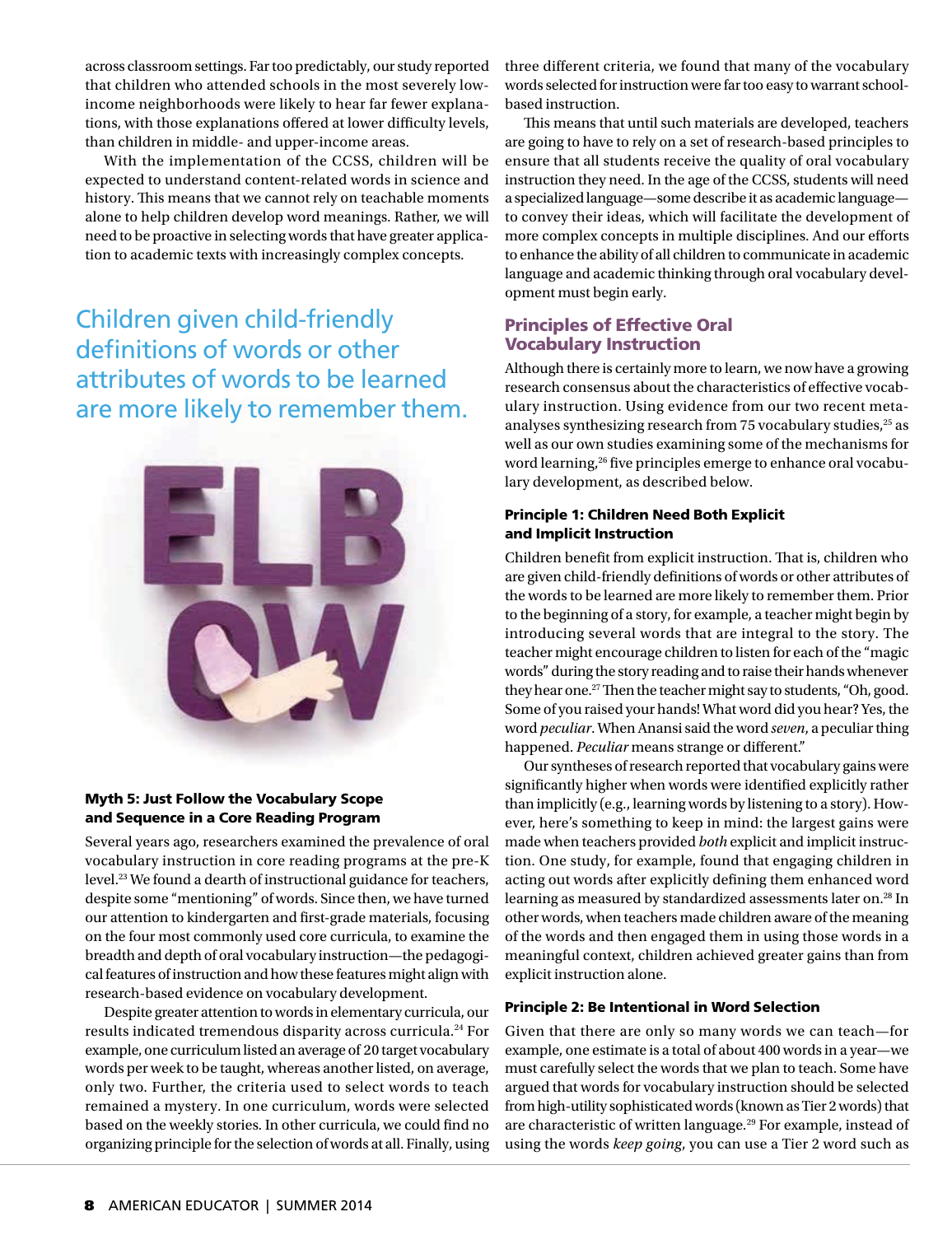across classroom settings. Far too predictably, our study reported that children who attended schools in the most severely low-income neighborhoods were likely to hear far fewer explanations, with those explanations offered at lower difficulty levels, than children in middle- and upper-income areas.

With the implementation of the CCSS, children will be expected to understand content-related words in science and history. This means that we cannot rely on teachable moments alone to help children develop word meanings. Rather, we will need to be proactive in selecting words that have greater application to academic texts with increasingly complex concepts.

Children given child-friendly definitions of words or other attributes of words to be learned are more likely to remember them.

#### Myth 5: Just Follow the Vocabulary Scope and Sequence in a Core Reading Program

Several years ago, researchers examined the prevalence of oral vocabulary instruction in core reading programs at the pre-K level.[23] We found a dearth of instructional guidance for teachers, despite some "mentioning" of words. Since then, we have turned our attention to kindergarten and first-grade materials, focusing on the four most commonly used core curricula, to examine the breadth and depth of oral vocabulary instruction—the pedagogical features of instruction and how these features might align with research-based evidence on vocabulary development.

Despite greater attention to words in elementary curricula, our results indicated tremendous disparity across curricula.[24] For example, one curriculum listed an average of 20 target vocabulary words per week to be taught, whereas another listed, on average, only two. Further, the criteria used to select words to teach remained a mystery. In one curriculum, words were selected based on the weekly stories. In other curricula, we could find no organizing principle for the selection of words at all. Finally, using three different criteria, we found that many of the vocabulary words selected for instruction were far too easy to warrant school-based instruction.

This means that until such materials are developed, teachers are going to have to rely on a set of research-based principles to ensure that all students receive the quality of oral vocabulary instruction they need. In the age of the CCSS, students will need a specialized language—some describe it as academic language—to convey their ideas, which will facilitate the development of more complex concepts in multiple disciplines. And our efforts to enhance the ability of all children to communicate in academic language and academic thinking through oral vocabulary development must begin early.

### Principles of Effective Oral Vocabulary Instruction

Although there is certainly more to learn, we now have a growing research consensus about the characteristics of effective vocabulary instruction. Using evidence from our two recent meta-analyses synthesizing research from 75 vocabulary studies,[25] as well as our own studies examining some of the mechanisms for word learning,[26] five principles emerge to enhance oral vocabulary development, as described below.

#### Principle 1: Children Need Both Explicit and Implicit Instruction

Children benefit from explicit instruction. That is, children who are given child-friendly definitions of words or other attributes of the words to be learned are more likely to remember them. Prior to the beginning of a story, for example, a teacher might begin by introducing several words that are integral to the story. The teacher might encourage children to listen for each of the "magic words" during the story reading and to raise their hands whenever they hear one.[27] Then the teacher might say to students, "Oh, good. Some of you raised your hands! What word did you hear? Yes, the word *peculiar*. When Anansi said the word *seven*, a peculiar thing happened. *Peculiar* means strange or different."

Our syntheses of research reported that vocabulary gains were significantly higher when words were identified explicitly rather than implicitly (e.g., learning words by listening to a story). However, here's something to keep in mind: the largest gains were made when teachers provided *both* explicit and implicit instruction. One study, for example, found that engaging children in acting out words after explicitly defining them enhanced word learning as measured by standardized assessments later on.[28] In other words, when teachers made children aware of the meaning of the words and then engaged them in using those words in a meaningful context, children achieved greater gains than from explicit instruction alone.

#### Principle 2: Be Intentional in Word Selection

Given that there are only so many words we can teach—for example, one estimate is a total of about 400 words in a year—we must carefully select the words that we plan to teach. Some have argued that words for vocabulary instruction should be selected from high-utility sophisticated words (known as Tier 2 words) that are characteristic of written language.[29] For example, instead of using the words *keep going*, you can use a Tier 2 word such as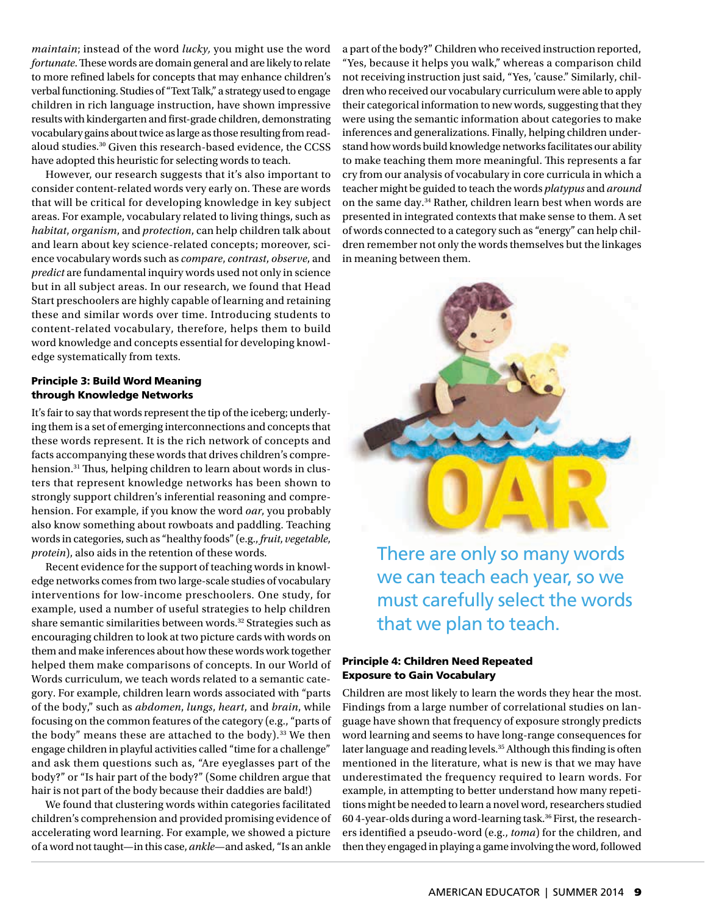*maintain*; instead of the word *lucky*, you might use the word *fortunate*. These words are domain general and are likely to relate to more refined labels for concepts that may enhance children's verbal functioning. Studies of "Text Talk," a strategy used to engage children in rich language instruction, have shown impressive results with kindergarten and first-grade children, demonstrating vocabulary gains about twice as large as those resulting from read-aloud studies.[30] Given this research-based evidence, the CCSS have adopted this heuristic for selecting words to teach.

However, our research suggests that it's also important to consider content-related words very early on. These are words that will be critical for developing knowledge in key subject areas. For example, vocabulary related to living things, such as *habitat*, *organism*, and *protection*, can help children talk about and learn about key science-related concepts; moreover, science vocabulary words such as *compare*, *contrast*, *observe*, and *predict* are fundamental inquiry words used not only in science but in all subject areas. In our research, we found that Head Start preschoolers are highly capable of learning and retaining these and similar words over time. Introducing students to content-related vocabulary, therefore, helps them to build word knowledge and concepts essential for developing knowledge systematically from texts.

### Principle 3: Build Word Meaning through Knowledge Networks

It's fair to say that words represent the tip of the iceberg; underlying them is a set of emerging interconnections and concepts that these words represent. It is the rich network of concepts and facts accompanying these words that drives children's comprehension.[31] Thus, helping children to learn about words in clusters that represent knowledge networks has been shown to strongly support children's inferential reasoning and comprehension. For example, if you know the word *oar*, you probably also know something about rowboats and paddling. Teaching words in categories, such as "healthy foods" (e.g., *fruit*, *vegetable*, *protein*), also aids in the retention of these words.

Recent evidence for the support of teaching words in knowledge networks comes from two large-scale studies of vocabulary interventions for low-income preschoolers. One study, for example, used a number of useful strategies to help children share semantic similarities between words.[32] Strategies such as encouraging children to look at two picture cards with words on them and make inferences about how these words work together helped them make comparisons of concepts. In our World of Words curriculum, we teach words related to a semantic category. For example, children learn words associated with "parts of the body," such as *abdomen*, *lungs*, *heart*, and *brain*, while focusing on the common features of the category (e.g., "parts of the body" means these are attached to the body).[33] We then engage children in playful activities called "time for a challenge" and ask them questions such as, "Are eyeglasses part of the body?" or "Is hair part of the body?" (Some children argue that hair is not part of the body because their daddies are bald!)

We found that clustering words within categories facilitated children's comprehension and provided promising evidence of accelerating word learning. For example, we showed a picture of a word not taught—in this case, *ankle*—and asked, "Is an ankle a part of the body?" Children who received instruction reported, "Yes, because it helps you walk," whereas a comparison child not receiving instruction just said, "Yes, 'cause." Similarly, children who received our vocabulary curriculum were able to apply their categorical information to new words, suggesting that they were using the semantic information about categories to make inferences and generalizations. Finally, helping children understand how words build knowledge networks facilitates our ability to make teaching them more meaningful. This represents a far cry from our analysis of vocabulary in core curricula in which a teacher might be guided to teach the words *platypus* and *around* on the same day.[34] Rather, children learn best when words are presented in integrated contexts that make sense to them. A set of words connected to a category such as "energy" can help children remember not only the words themselves but the linkages in meaning between them.

OAR

There are only so many words we can teach each year, so we must carefully select the words that we plan to teach.

### Principle 4: Children Need Repeated Exposure to Gain Vocabulary

Children are most likely to learn the words they hear the most. Findings from a large number of correlational studies on language have shown that frequency of exposure strongly predicts word learning and seems to have long-range consequences for later language and reading levels.[35] Although this finding is often mentioned in the literature, what is new is that we may have underestimated the frequency required to learn words. For example, in attempting to better understand how many repetitions might be needed to learn a novel word, researchers studied 60 4-year-olds during a word-learning task.[36] First, the researchers identified a pseudo-word (e.g., *toma*) for the children, and then they engaged in playing a game involving the word, followed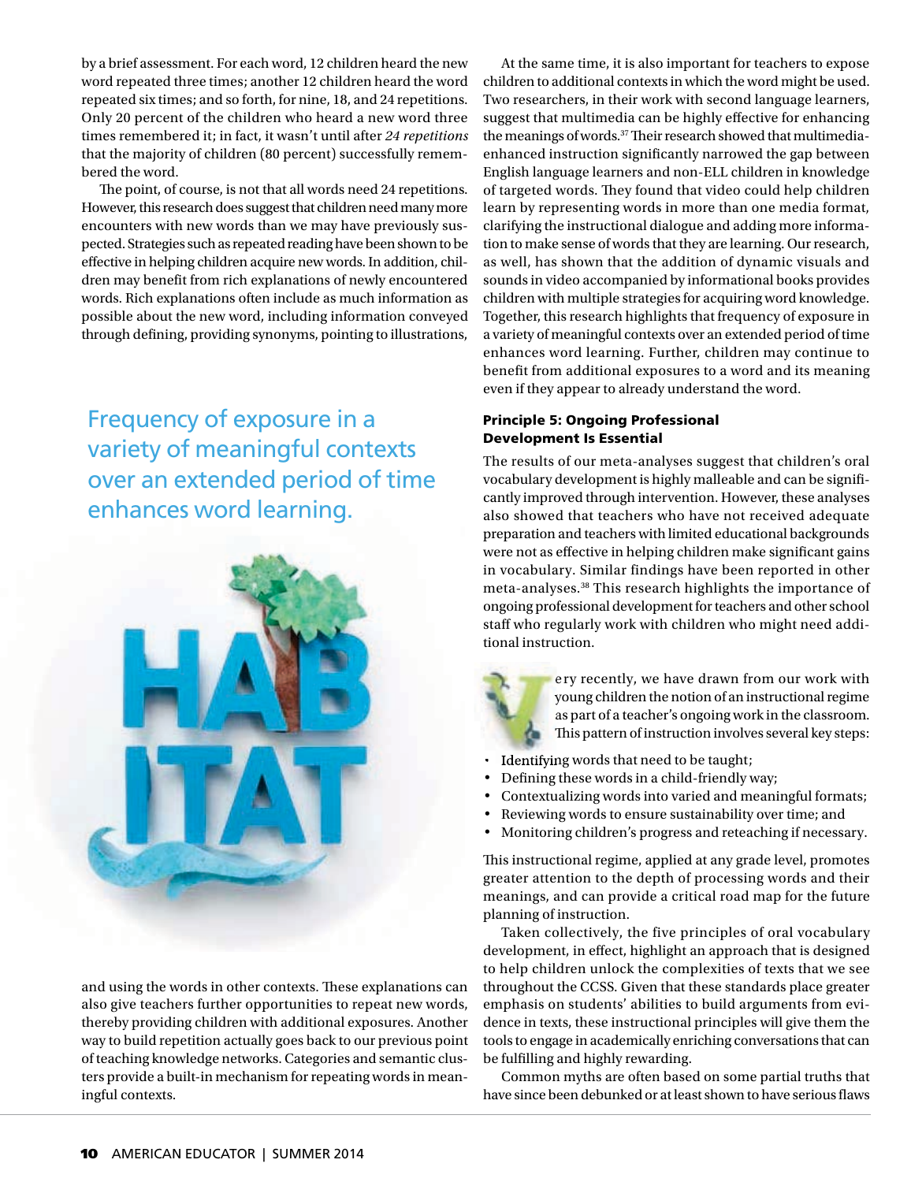by a brief assessment. For each word, 12 children heard the new word repeated three times; another 12 children heard the word repeated six times; and so forth, for nine, 18, and 24 repetitions. Only 20 percent of the children who heard a new word three times remembered it; in fact, it wasn't until after *24 repetitions* that the majority of children (80 percent) successfully remembered the word.

The point, of course, is not that all words need 24 repetitions. However, this research does suggest that children need many more encounters with new words than we may have previously suspected. Strategies such as repeated reading have been shown to be effective in helping children acquire new words. In addition, children may benefit from rich explanations of newly encountered words. Rich explanations often include as much information as possible about the new word, including information conveyed through defining, providing synonyms, pointing to illustrations, and using the words in other contexts. These explanations can also give teachers further opportunities to repeat new words, thereby providing children with additional exposures. Another way to build repetition actually goes back to our previous point of teaching knowledge networks. Categories and semantic clusters provide a built-in mechanism for repeating words in meaningful contexts.

> Frequency of exposure in a variety of meaningful contexts over an extended period of time enhances word learning.

At the same time, it is also important for teachers to expose children to additional contexts in which the word might be used. Two researchers, in their work with second language learners, suggest that multimedia can be highly effective for enhancing the meanings of words.[37] Their research showed that multimedia-enhanced instruction significantly narrowed the gap between English language learners and non-ELL children in knowledge of targeted words. They found that video could help children learn by representing words in more than one media format, clarifying the instructional dialogue and adding more information to make sense of words that they are learning. Our research, as well, has shown that the addition of dynamic visuals and sounds in video accompanied by informational books provides children with multiple strategies for acquiring word knowledge. Together, this research highlights that frequency of exposure in a variety of meaningful contexts over an extended period of time enhances word learning. Further, children may continue to benefit from additional exposures to a word and its meaning even if they appear to already understand the word.

**Principle 5: Ongoing Professional Development Is Essential**

The results of our meta-analyses suggest that children's oral vocabulary development is highly malleable and can be significantly improved through intervention. However, these analyses also showed that teachers who have not received adequate preparation and teachers with limited educational backgrounds were not as effective in helping children make significant gains in vocabulary. Similar findings have been reported in other meta-analyses.[38] This research highlights the importance of ongoing professional development for teachers and other school staff who regularly work with children who might need additional instruction.

Very recently, we have drawn from our work with young children the notion of an instructional regime as part of a teacher's ongoing work in the classroom. This pattern of instruction involves several key steps:

- Identifying words that need to be taught;
- Defining these words in a child-friendly way;
- Contextualizing words into varied and meaningful formats;
- Reviewing words to ensure sustainability over time; and
- Monitoring children's progress and reteaching if necessary.

This instructional regime, applied at any grade level, promotes greater attention to the depth of processing words and their meanings, and can provide a critical road map for the future planning of instruction.

Taken collectively, the five principles of oral vocabulary development, in effect, highlight an approach that is designed to help children unlock the complexities of texts that we see throughout the CCSS. Given that these standards place greater emphasis on students' abilities to build arguments from evidence in texts, these instructional principles will give them the tools to engage in academically enriching conversations that can be fulfilling and highly rewarding.

Common myths are often based on some partial truths that have since been debunked or at least shown to have serious flaws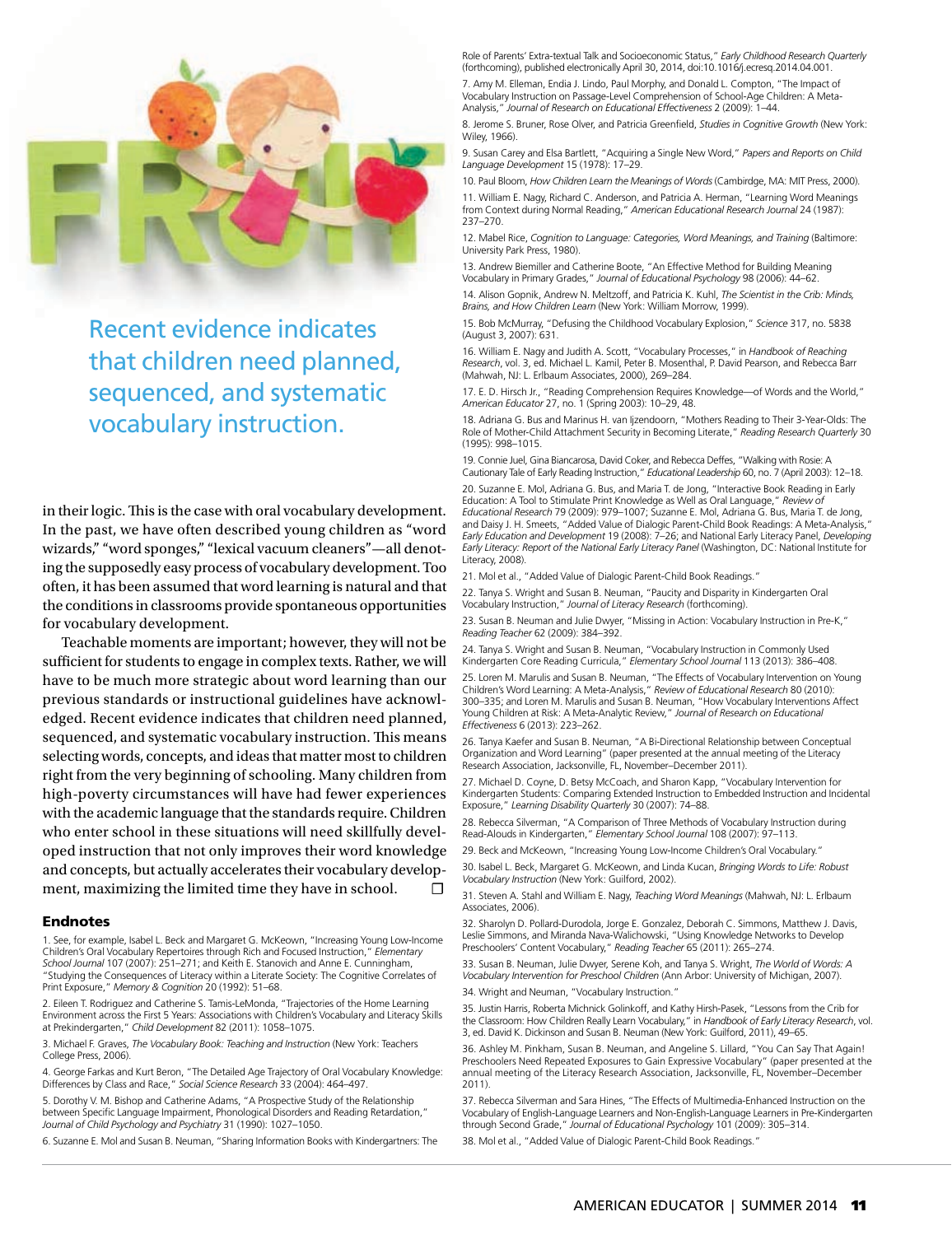Recent evidence indicates that children need planned, sequenced, and systematic vocabulary instruction.

in their logic. This is the case with oral vocabulary development. In the past, we have often described young children as "word wizards," "word sponges," "lexical vacuum cleaners"—all denoting the supposedly easy process of vocabulary development. Too often, it has been assumed that word learning is natural and that the conditions in classrooms provide spontaneous opportunities for vocabulary development.

Teachable moments are important; however, they will not be sufficient for students to engage in complex texts. Rather, we will have to be much more strategic about word learning than our previous standards or instructional guidelines have acknowledged. Recent evidence indicates that children need planned, sequenced, and systematic vocabulary instruction. This means selecting words, concepts, and ideas that matter most to children right from the very beginning of schooling. Many children from high-poverty circumstances will have had fewer experiences with the academic language that the standards require. Children who enter school in these situations will need skillfully developed instruction that not only improves their word knowledge and concepts, but actually accelerates their vocabulary development, maximizing the limited time they have in school. ☐

## Endnotes

1. See, for example, Isabel L. Beck and Margaret G. McKeown, "Increasing Young Low-Income Children's Oral Vocabulary Repertoires through Rich and Focused Instruction," *Elementary School Journal* 107 (2007): 251–271; and Keith E. Stanovich and Anne E. Cunningham, "Studying the Consequences of Literacy within a Literate Society: The Cognitive Correlates of Print Exposure," *Memory & Cognition* 20 (1992): 51–68.

2. Eileen T. Rodriguez and Catherine S. Tamis-LeMonda, "Trajectories of the Home Learning Environment across the First 5 Years: Associations with Children's Vocabulary and Literacy Skills at Prekindergarten," *Child Development* 82 (2011): 1058–1075.

3. Michael F. Graves, *The Vocabulary Book: Teaching and Instruction* (New York: Teachers College Press, 2006).

4. George Farkas and Kurt Beron, "The Detailed Age Trajectory of Oral Vocabulary Knowledge: Differences by Class and Race," *Social Science Research* 33 (2004): 464–497.

5. Dorothy V. M. Bishop and Catherine Adams, "A Prospective Study of the Relationship between Specific Language Impairment, Phonological Disorders and Reading Retardation," *Journal of Child Psychology and Psychiatry* 31 (1990): 1027–1050.

6. Suzanne E. Mol and Susan B. Neuman, "Sharing Information Books with Kindergartners: The Role of Parents' Extra-textual Talk and Socioeconomic Status," *Early Childhood Research Quarterly* (forthcoming), published electronically April 30, 2014, doi:10.1016/j.ecresq.2014.04.001.

7. Amy M. Elleman, Endia J. Lindo, Paul Morphy, and Donald L. Compton, "The Impact of Vocabulary Instruction on Passage-Level Comprehension of School-Age Children: A Meta-Analysis," *Journal of Research on Educational Effectiveness* 2 (2009): 1–44.

8. Jerome S. Bruner, Rose Olver, and Patricia Greenfield, *Studies in Cognitive Growth* (New York: Wiley, 1966).

9. Susan Carey and Elsa Bartlett, "Acquiring a Single New Word," *Papers and Reports on Child Language Development* 15 (1978): 17–29.

10. Paul Bloom, *How Children Learn the Meanings of Words* (Cambridge, MA: MIT Press, 2000).

11. William E. Nagy, Richard C. Anderson, and Patricia A. Herman, "Learning Word Meanings from Context during Normal Reading," *American Educational Research Journal* 24 (1987): 237–270.

12. Mabel Rice, *Cognition to Language: Categories, Word Meanings, and Training* (Baltimore: University Park Press, 1980).

13. Andrew Biemiller and Catherine Boote, "An Effective Method for Building Meaning Vocabulary in Primary Grades," *Journal of Educational Psychology* 98 (2006): 44–62.

14. Alison Gopnik, Andrew N. Meltzoff, and Patricia K. Kuhl, *The Scientist in the Crib: Minds, Brains, and How Children Learn* (New York: William Morrow, 1999).

15. Bob McMurray, "Defusing the Childhood Vocabulary Explosion," *Science* 317, no. 5838 (August 3, 2007): 631.

16. William E. Nagy and Judith A. Scott, "Vocabulary Processes," in *Handbook of Reaching Research*, vol. 3, ed. Michael L. Kamil, Peter B. Mosenthal, P. David Pearson, and Rebecca Barr (Mahwah, NJ: L. Erlbaum Associates, 2000), 269–284.

17. E. D. Hirsch Jr., "Reading Comprehension Requires Knowledge—of Words and the World," *American Educator* 27, no. 1 (Spring 2003): 10–29, 48.

18. Adriana G. Bus and Marinus H. van Ijzendoorn, "Mothers Reading to Their 3-Year-Olds: The Role of Mother-Child Attachment Security in Becoming Literate," *Reading Research Quarterly* 30 (1995): 998–1015.

19. Connie Juel, Gina Biancarosa, David Coker, and Rebecca Deffes, "Walking with Rosie: A Cautionary Tale of Early Reading Instruction," *Educational Leadership* 60, no. 7 (April 2003): 12–18.

20. Suzanne E. Mol, Adriana G. Bus, and Maria T. de Jong, "Interactive Book Reading in Early Education: A Tool to Stimulate Print Knowledge as Well as Oral Language," *Review of Educational Research* 79 (2009): 979–1007; Suzanne E. Mol, Adriana G. Bus, Maria T. de Jong, and Daisy J. H. Smeets, "Added Value of Dialogic Parent-Child Book Readings: A Meta-Analysis," *Early Education and Development* 19 (2008): 7–26; and National Early Literacy Panel, *Developing Early Literacy: Report of the National Early Literacy Panel* (Washington, DC: National Institute for Literacy, 2008).

21. Mol et al., "Added Value of Dialogic Parent-Child Book Readings."

22. Tanya S. Wright and Susan B. Neuman, "Paucity and Disparity in Kindergarten Oral Vocabulary Instruction," *Journal of Literacy Research* (forthcoming).

23. Susan B. Neuman and Julie Dwyer, "Missing in Action: Vocabulary Instruction in Pre-K," *Reading Teacher* 62 (2009): 384–392.

24. Tanya S. Wright and Susan B. Neuman, "Vocabulary Instruction in Commonly Used Kindergarten Core Reading Curricula," *Elementary School Journal* 113 (2013): 386–408.

25. Loren M. Marulis and Susan B. Neuman, "The Effects of Vocabulary Intervention on Young Children's Word Learning: A Meta-Analysis," *Review of Educational Research* 80 (2010): 300–335; and Loren M. Marulis and Susan B. Neuman, "How Vocabulary Interventions Affect Young Children at Risk: A Meta-Analytic Review," *Journal of Research on Educational Effectiveness* 6 (2013): 223–262.

26. Tanya Kaefer and Susan B. Neuman, "A Bi-Directional Relationship between Conceptual Organization and Word Learning" (paper presented at the annual meeting of the Literacy Research Association, Jacksonville, FL, November–December 2011).

27. Michael D. Coyne, D. Betsy McCoach, and Sharon Kapp, "Vocabulary Intervention for Kindergarten Students: Comparing Extended Instruction to Embedded Instruction and Incidental Exposure," *Learning Disability Quarterly* 30 (2007): 74–88.

28. Rebecca Silverman, "A Comparison of Three Methods of Vocabulary Instruction during Read-Alouds in Kindergarten," *Elementary School Journal* 108 (2007): 97–113.

29. Beck and McKeown, "Increasing Young Low-Income Children's Oral Vocabulary."

30. Isabel L. Beck, Margaret G. McKeown, and Linda Kucan, *Bringing Words to Life: Robust Vocabulary Instruction* (New York: Guilford, 2002).

31. Steven A. Stahl and William E. Nagy, *Teaching Word Meanings* (Mahwah, NJ: L. Erlbaum Associates, 2006).

32. Sharolyn D. Pollard-Durodola, Jorge E. Gonzalez, Deborah C. Simmons, Matthew J. Davis, Leslie Simmons, and Miranda Nava-Walichowski, "Using Knowledge Networks to Develop Preschoolers' Content Vocabulary," *Reading Teacher* 65 (2011): 265–274.

33. Susan B. Neuman, Julie Dwyer, Serene Koh, and Tanya S. Wright, *The World of Words: A Vocabulary Intervention for Preschool Children* (Ann Arbor: University of Michigan, 2007).

34. Wright and Neuman, "Vocabulary Instruction."

35. Justin Harris, Roberta Michnick Golinkoff, and Kathy Hirsh-Pasek, "Lessons from the Crib for the Classroom: How Children Really Learn Vocabulary," in *Handbook of Early Literacy Research*, vol. 3, ed. David K. Dickinson and Susan B. Neuman (New York: Guilford, 2011), 49–65.

36. Ashley M. Pinkham, Susan B. Neuman, and Angeline S. Lillard, "You Can Say That Again! Preschoolers Need Repeated Exposures to Gain Expressive Vocabulary" (paper presented at the annual meeting of the Literacy Research Association, Jacksonville, FL, November–December 2011).

37. Rebecca Silverman and Sara Hines, "The Effects of Multimedia-Enhanced Instruction on the Vocabulary of English-Language Learners and Non-English-Language Learners in Pre-Kindergarten through Second Grade," *Journal of Educational Psychology* 101 (2009): 305–314.

38. Mol et al., "Added Value of Dialogic Parent-Child Book Readings."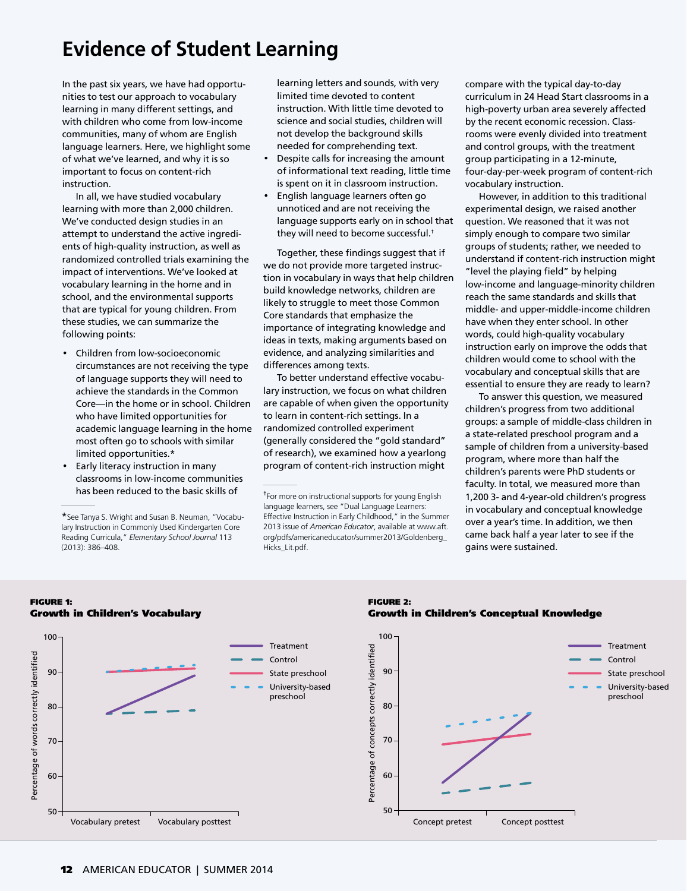# Evidence of Student Learning

In the past six years, we have had opportunities to test our approach to vocabulary learning in many different settings, and with children who come from low-income communities, many of whom are English language learners. Here, we highlight some of what we've learned, and why it is so important to focus on content-rich instruction.

In all, we have studied vocabulary learning with more than 2,000 children. We've conducted design studies in an attempt to understand the active ingredients of high-quality instruction, as well as randomized controlled trials examining the impact of interventions. We've looked at vocabulary learning in the home and in school, and the environmental supports that are typical for young children. From these studies, we can summarize the following points:

- Children from low-socioeconomic circumstances are not receiving the type of language supports they will need to achieve the standards in the Common Core—in the home or in school. Children who have limited opportunities for academic language learning in the home most often go to schools with similar limited opportunities.*
- Early literacy instruction in many classrooms in low-income communities has been reduced to the basic skills of learning letters and sounds, with very limited time devoted to content instruction. With little time devoted to science and social studies, children will not develop the background skills needed for comprehending text.
- Despite calls for increasing the amount of informational text reading, little time is spent on it in classroom instruction.
- English language learners often go unnoticed and are not receiving the language supports early on in school that they will need to become successful.†

Together, these findings suggest that if we do not provide more targeted instruction in vocabulary in ways that help children build knowledge networks, children are likely to struggle to meet those Common Core standards that emphasize the importance of integrating knowledge and ideas in texts, making arguments based on evidence, and analyzing similarities and differences among texts.

To better understand effective vocabulary instruction, we focus on what children are capable of when given the opportunity to learn in content-rich settings. In a randomized controlled experiment (generally considered the "gold standard" of research), we examined how a yearlong program of content-rich instruction might compare with the typical day-to-day curriculum in 24 Head Start classrooms in a high-poverty urban area severely affected by the recent economic recession. Classrooms were evenly divided into treatment and control groups, with the treatment group participating in a 12-minute, four-day-per-week program of content-rich vocabulary instruction.

However, in addition to this traditional experimental design, we raised another question. We reasoned that it was not simply enough to compare two similar groups of students; rather, we needed to understand if content-rich instruction might "level the playing field" by helping low-income and language-minority children reach the same standards and skills that middle- and upper-middle-income children have when they enter school. In other words, could high-quality vocabulary instruction early on improve the odds that children would come to school with the vocabulary and conceptual skills that are essential to ensure they are ready to learn?

To answer this question, we measured children's progress from two additional groups: a sample of middle-class children in a state-related preschool program and a sample of children from a university-based program, where more than half the children's parents were PhD students or faculty. In total, we measured more than 1,200 3- and 4-year-old children's progress in vocabulary and conceptual knowledge over a year's time. In addition, we then came back half a year later to see if the gains were sustained.

*See Tanya S. Wright and Susan B. Neuman, "Vocabulary Instruction in Commonly Used Kindergarten Core Reading Curricula," *Elementary School Journal* 113 (2013): 386–408.

†For more on instructional supports for young English language learners, see "Dual Language Learners: Effective Instruction in Early Childhood," in the Summer 2013 issue of *American Educator*, available at www.aft.org/pdfs/americaneducator/summer2013/Goldenberg_Hicks_Lit.pdf.

**FIGURE 1:**
**Growth in Children's Vocabulary**

Percentage of words correctly identified
100
90
80
70
60
50
Vocabulary pretest
Vocabulary posttest
Treatment
Control
State preschool
University-based preschool

**FIGURE 2:**
**Growth in Children's Conceptual Knowledge**

Percentage of concepts correctly identified
100
90
80
70
60
50
Concept pretest
Concept posttest
Treatment
Control
State preschool
University-based preschool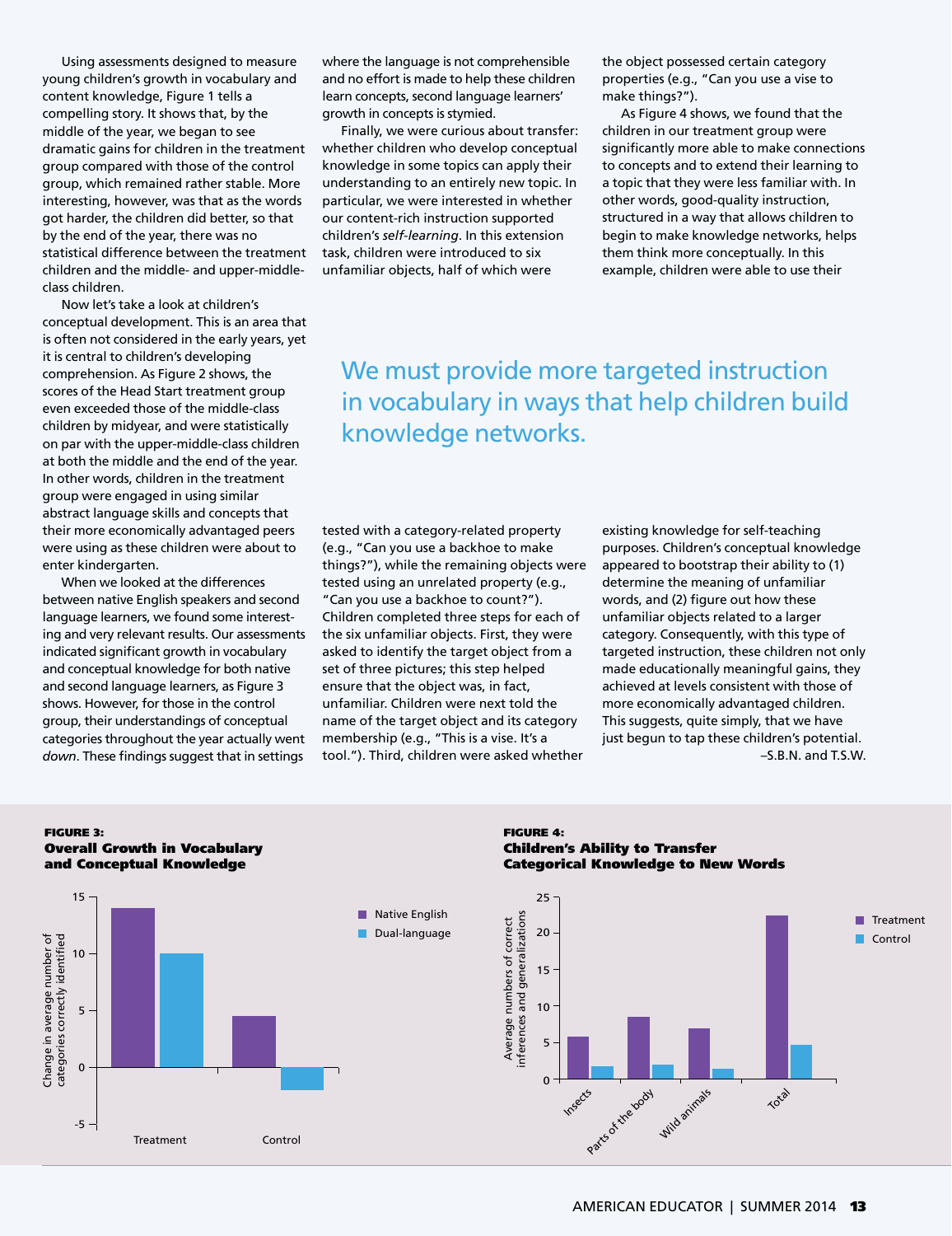Using assessments designed to measure young children's growth in vocabulary and content knowledge, Figure 1 tells a compelling story. It shows that, by the middle of the year, we began to see dramatic gains for children in the treatment group compared with those of the control group, which remained rather stable. More interesting, however, was that as the words got harder, the children did better, so that by the end of the year, there was no statistical difference between the treatment children and the middle- and upper-middle-class children.

Now let's take a look at children's conceptual development. This is an area that is often not considered in the early years, yet it is central to children's developing comprehension. As Figure 2 shows, the scores of the Head Start treatment group even exceeded those of the middle-class children by midyear, and were statistically on par with the upper-middle-class children at both the middle and the end of the year. In other words, children in the treatment group were engaged in using similar abstract language skills and concepts that their more economically advantaged peers were using as these children were about to enter kindergarten.

When we looked at the differences between native English speakers and second language learners, we found some interesting and very relevant results. Our assessments indicated significant growth in vocabulary and conceptual knowledge for both native and second language learners, as Figure 3 shows. However, for those in the control group, their understandings of conceptual categories throughout the year actually went *down*. These findings suggest that in settings where the language is not comprehensible and no effort is made to help these children learn concepts, second language learners' growth in concepts is stymied.

Finally, we were curious about transfer: whether children who develop conceptual knowledge in some topics can apply their understanding to an entirely new topic. In particular, we were interested in whether our content-rich instruction supported children's *self-learning*. In this extension task, children were introduced to six unfamiliar objects, half of which were tested with a category-related property (e.g., "Can you use a backhoe to make things?"), while the remaining objects were tested using an unrelated property (e.g., "Can you use a backhoe to count?"). Children completed three steps for each of the six unfamiliar objects. First, they were asked to identify the target object from a set of three pictures; this step helped ensure that the object was, in fact, unfamiliar. Children were next told the name of the target object and its category membership (e.g., "This is a vise. It's a tool."). Third, children were asked whether the object possessed certain category properties (e.g., "Can you use a vise to make things?").

As Figure 4 shows, we found that the children in our treatment group were significantly more able to make connections to concepts and to extend their learning to a topic that they were less familiar with. In other words, good-quality instruction, structured in a way that allows children to begin to make knowledge networks, helps them think more conceptually. In this example, children were able to use their existing knowledge for self-teaching purposes. Children's conceptual knowledge appeared to bootstrap their ability to (1) determine the meaning of unfamiliar words, and (2) figure out how these unfamiliar objects related to a larger category. Consequently, with this type of targeted instruction, these children not only made educationally meaningful gains, they achieved at levels consistent with those of more economically advantaged children. This suggests, quite simply, that we have just begun to tap these children's potential.

–S.B.N. and T.S.W.

> We must provide more targeted instruction in vocabulary in ways that help children build knowledge networks.

**FIGURE 3:**
**Overall Growth in Vocabulary and Conceptual Knowledge**

Change in average number of categories correctly identified

15
10
5
0
-5

Treatment
Control

Native English
Dual-language

**FIGURE 4:**
**Children's Ability to Transfer Categorical Knowledge to New Words**

Average numbers of correct inferences and generalizations

25
20
15
10
5
0

Insects
Parts of the body
Wild animals
Total

Treatment
Control